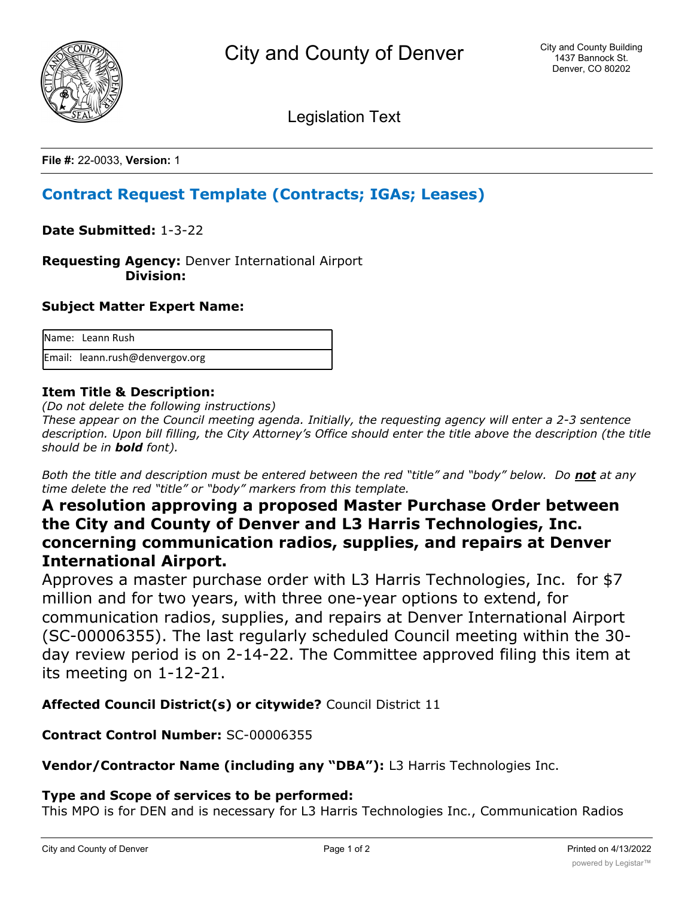# City and County of Denver

City and County Building
1437 Bannock St.
Denver, CO 80202

Legislation Text

**File #:** 22-0033, **Version:** 1

## Contract Request Template (Contracts; IGAs; Leases)

**Date Submitted:** 1-3-22

**Requesting Agency:** Denver International Airport
**Division:**

### Subject Matter Expert Name:

| Name: Leann Rush |
|---|
| Email: leann.rush@denvergov.org |

### Item Title & Description:

*(Do not delete the following instructions)*
*These appear on the Council meeting agenda. Initially, the requesting agency will enter a 2-3 sentence description. Upon bill filling, the City Attorney's Office should enter the title above the description (the title should be in **bold** font).*

*Both the title and description must be entered between the red "title" and "body" below. Do **not** at any time delete the red "title" or "body" markers from this template.*

**A resolution approving a proposed Master Purchase Order between the City and County of Denver and L3 Harris Technologies, Inc. concerning communication radios, supplies, and repairs at Denver International Airport.**

Approves a master purchase order with L3 Harris Technologies, Inc. for $7 million and for two years, with three one-year options to extend, for communication radios, supplies, and repairs at Denver International Airport (SC-00006355). The last regularly scheduled Council meeting within the 30-day review period is on 2-14-22. The Committee approved filing this item at its meeting on 1-12-21.

**Affected Council District(s) or citywide?** Council District 11

**Contract Control Number:** SC-00006355

**Vendor/Contractor Name (including any "DBA"):** L3 Harris Technologies Inc.

**Type and Scope of services to be performed:**
This MPO is for DEN and is necessary for L3 Harris Technologies Inc., Communication Radios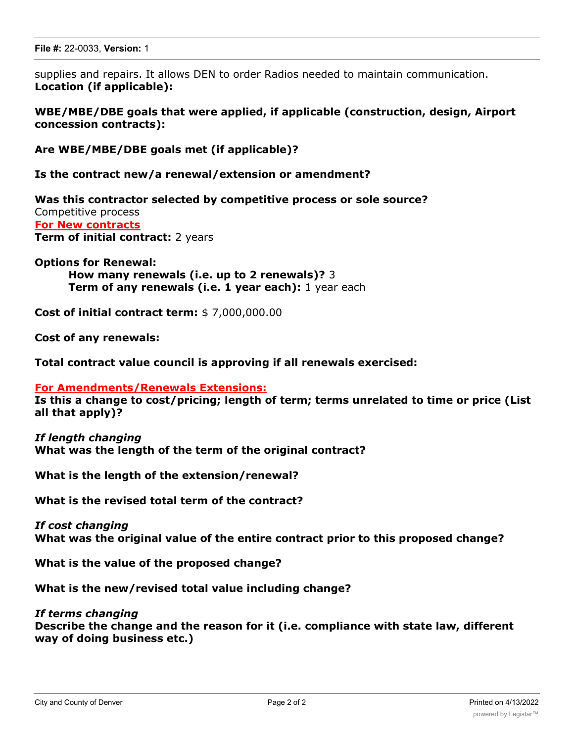supplies and repairs. It allows DEN to order Radios needed to maintain communication.
**Location (if applicable):**

**WBE/MBE/DBE goals that were applied, if applicable (construction, design, Airport concession contracts):**

**Are WBE/MBE/DBE goals met (if applicable)?**

**Is the contract new/a renewal/extension or amendment?**

**Was this contractor selected by competitive process or sole source?**
Competitive process

**For New contracts**

**Term of initial contract:** 2 years

**Options for Renewal:**

**How many renewals (i.e. up to 2 renewals)?** 3

**Term of any renewals (i.e. 1 year each):** 1 year each

**Cost of initial contract term:** $ 7,000,000.00

**Cost of any renewals:**

**Total contract value council is approving if all renewals exercised:**

**For Amendments/Renewals Extensions:**

**Is this a change to cost/pricing; length of term; terms unrelated to time or price (List all that apply)?**

*If length changing*

**What was the length of the term of the original contract?**

**What is the length of the extension/renewal?**

**What is the revised total term of the contract?**

*If cost changing*

**What was the original value of the entire contract prior to this proposed change?**

**What is the value of the proposed change?**

**What is the new/revised total value including change?**

*If terms changing*

**Describe the change and the reason for it (i.e. compliance with state law, different way of doing business etc.)**